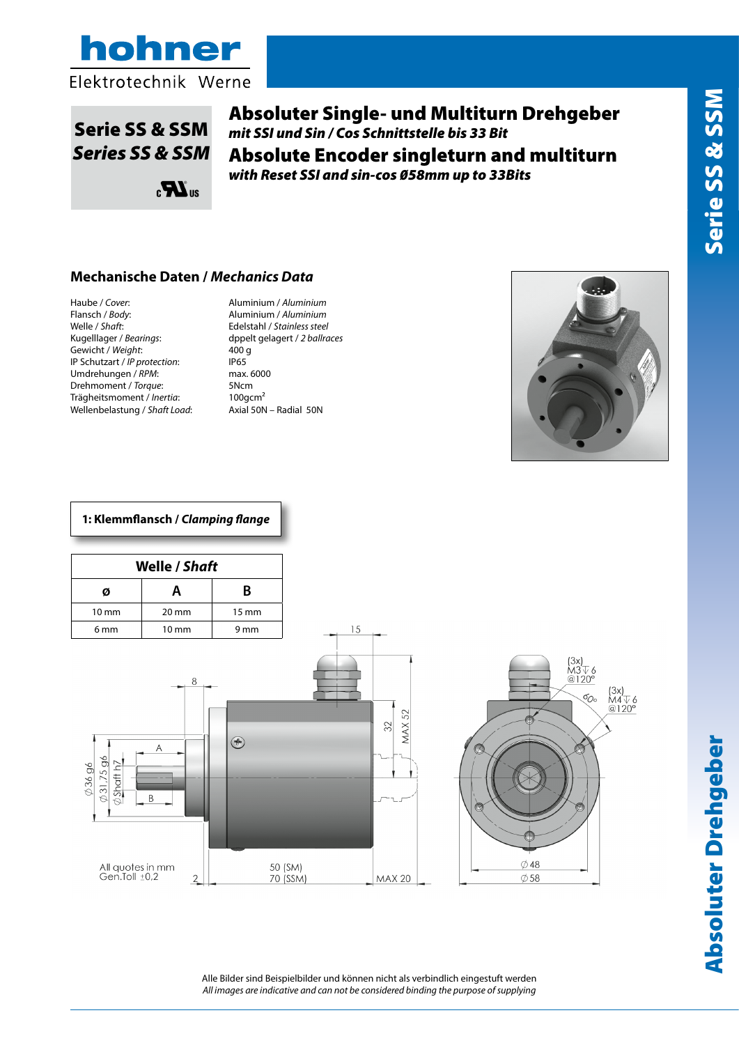# Absoluter Single- und Multiturn Drehgeber

***mit SSI und Sin / Cos Schnittstelle bis 33 Bit***

# Absolute Encoder singleturn and multiturn

***with Reset SSI and sin-cos Ø58mm up to 33Bits***

**Serie SS & SSM**
***Series SS & SSM***

## Mechanische Daten / *Mechanics Data*

| | |
|---|---|
| Haube / *Cover*: | Aluminium / *Aluminium* |
| Flansch / *Body*: | Aluminium / *Aluminium* |
| Welle / *Shaft*: | Edelstahl / *Stainless steel* |
| Kugelllager / *Bearings*: | dppelt gelagert / *2 ballraces* |
| Gewicht / *Weight*: | 400 g |
| IP Schutzart / *IP protection*: | IP65 |
| Umdrehungen / *RPM*: | max. 6000 |
| Drehmoment / *Torque*: | 5Ncm |
| Trägheitsmoment / *Inertia*: | 100gcm² |
| Wellenbelastung / *Shaft Load*: | Axial 50N – Radial 50N |

### 1: Klemmflansch / *Clamping flange*

| Welle / *Shaft* | | |
|---|---|---|
| **ø** | **A** | **B** |
| 10 mm | 20 mm | 15 mm |
| 6 mm | 10 mm | 9 mm |

All quotes in mm
Gen.Toll ±0,2

Alle Bilder sind Beispielbilder und können nicht als verbindlich eingestuft werden
*All images are indicative and can not be considered binding the purpose of supplying*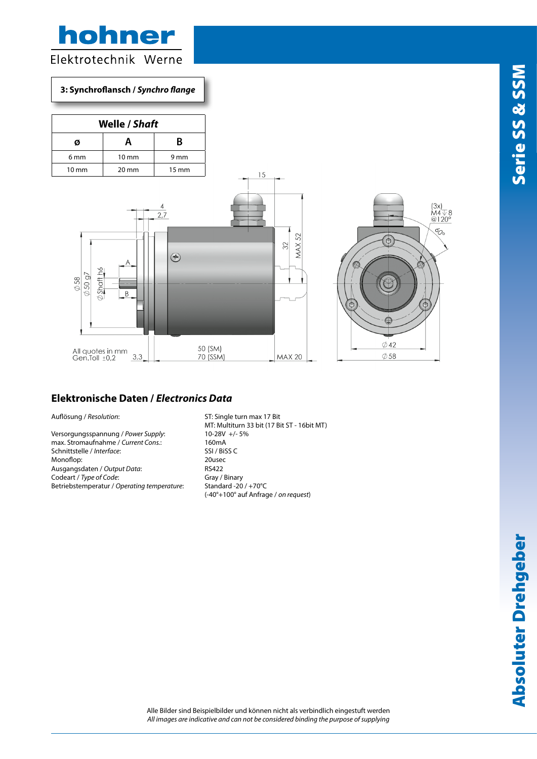**3: Synchroflansch / *Synchro flange***

| Welle / *Shaft* | | |
|---|---|---|
| ø | A | B |
| 6 mm | 10 mm | 9 mm |
| 10 mm | 20 mm | 15 mm |

All quotes in mm
Gen.Toll ±0,2

## Elektronische Daten / *Electronics Data*

| | |
|---|---|
| Auflösung / *Resolution*: | ST: Single turn max 17 Bit<br>MT: Multiturn 33 bit (17 Bit ST - 16bit MT) |
| Versorgungsspannung / *Power Supply*: | 10-28V +/- 5% |
| max. Stromaufnahme / *Current Cons.*: | 160mA |
| Schnittstelle / *Interface*: | SSI / BiSS C |
| Monoflop: | 20usec |
| Ausgangsdaten / *Output Data*: | RS422 |
| Codeart / *Type of Code*: | Gray / Binary |
| Betriebstemperatur / *Operating temperature*: | Standard -20 / +70°C<br>(-40°+100° auf Anfrage / *on request*) |

Alle Bilder sind Beispielbilder und können nicht als verbindlich eingestuft werden
*All images are indicative and can not be considered binding the purpose of supplying*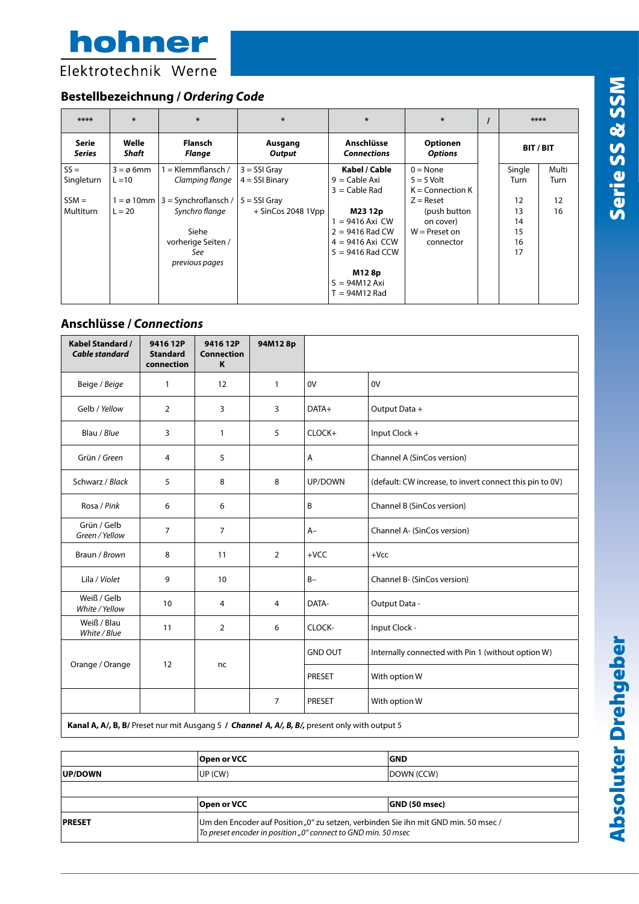hohner
Elektrotechnik Werne

Serie SS & SSM

## Bestellbezeichnung / *Ordering Code*

| **** | * | * | * | * | * | / | **** | |
|---|---|---|---|---|---|---|---|---|
| **Serie** *Series* | **Welle** *Shaft* | **Flansch** *Flange* | **Ausgang** *Output* | **Anschlüsse** *Connections* | **Optionen** *Options* | | **BIT / BIT** | |
| SS = Singleturn<br><br>SSM = Multiturn | 3 = ø 6mm<br>L = 10<br><br>1 = ø 10mm<br>L = 20 | 1 = Klemmflansch / *Clamping flange*<br><br>3 = Synchroflansch / *Synchro flange*<br><br>Siehe vorherige Seiten / *See previous pages* | 3 = SSI Gray<br>4 = SSI Binary<br><br>5 = SSI Gray + SinCos 2048 1Vpp | **Kabel / Cable**<br>9 = Cable Axi<br>3 = Cable Rad<br><br>**M23 12p**<br>1 = 9416 Axi CW<br>2 = 9416 Rad CW<br>4 = 9416 Axi CCW<br>5 = 9416 Rad CCW<br><br>**M12 8p**<br>S = 94M12 Axi<br>T = 94M12 Rad | 0 = None<br>5 = 5 Volt<br>K = Connection K<br>Z = Reset (push button on cover)<br>W = Preset on connector | | Single Turn<br><br>12<br>13<br>14<br>15<br>16<br>17 | Multi Turn<br><br>12<br>16 |

## Anschlüsse / *Connections*

| **Kabel Standard /** ***Cable standard*** | **9416 12P Standard connection** | **9416 12P Connection K** | **94M12 8p** | | |
|---|---|---|---|---|---|
| Beige / *Beige* | 1 | 12 | 1 | 0V | 0V |
| Gelb / *Yellow* | 2 | 3 | 3 | DATA+ | Output Data + |
| Blau / *Blue* | 3 | 1 | 5 | CLOCK+ | Input Clock + |
| Grün / *Green* | 4 | 5 | | A | Channel A (SinCos version) |
| Schwarz / *Black* | 5 | 8 | 8 | UP/DOWN | (default: CW increase, to invert connect this pin to 0V) |
| Rosa / *Pink* | 6 | 6 | | B | Channel B (SinCos version) |
| Grün / Gelb *Green / Yellow* | 7 | 7 | | A– | Channel A- (SinCos version) |
| Braun / *Brown* | 8 | 11 | 2 | +VCC | +Vcc |
| Lila / *Violet* | 9 | 10 | | B– | Channel B- (SinCos version) |
| Weiß / Gelb *White / Yellow* | 10 | 4 | 4 | DATA- | Output Data - |
| Weiß / Blau *White / Blue* | 11 | 2 | 6 | CLOCK- | Input Clock - |
| Orange / Orange | 12 | nc | | GND OUT | Internally connected with Pin 1 (without option W) |
| | | | | PRESET | With option W |
| | | | 7 | PRESET | With option W |

**Kanal A, A/, B, B/** Preset nur mit Ausgang 5 / ***Channel* A, A/, B, B/,** present only with output 5

| | **Open or VCC** | **GND** |
|---|---|---|
| **UP/DOWN** | UP (CW) | DOWN (CCW) |
| | | |
| | **Open or VCC** | **GND (50 msec)** |
| **PRESET** | Um den Encoder auf Position „0“ zu setzen, verbinden Sie ihn mit GND min. 50 msec / *To preset encoder in position „0“ connect to GND min. 50 msec* | |

Absoluter Drehgeber